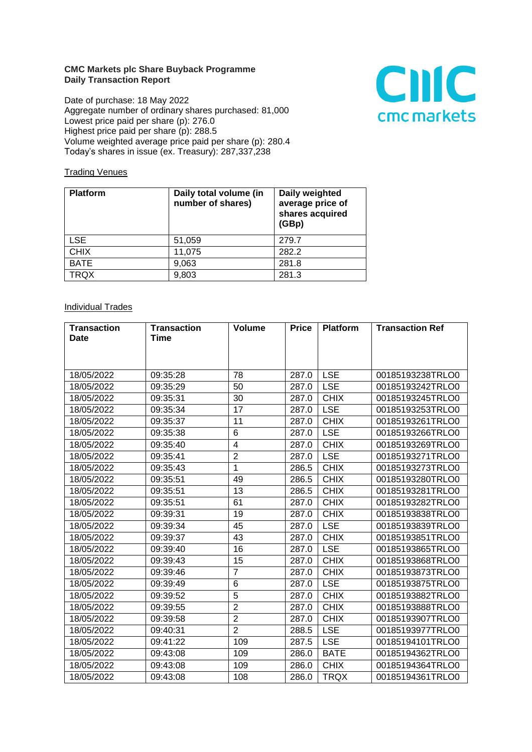**CMC Markets plc Share Buyback Programme**
**Daily Transaction Report**

Date of purchase: 18 May 2022
Aggregate number of ordinary shares purchased: 81,000
Lowest price paid per share (p): 276.0
Highest price paid per share (p): 288.5
Volume weighted average price paid per share (p): 280.4
Today's shares in issue (ex. Treasury): 287,337,238

Trading Venues

| Platform | Daily total volume (in number of shares) | Daily weighted average price of shares acquired (GBp) |
|---|---|---|
| LSE | 51,059 | 279.7 |
| CHIX | 11,075 | 282.2 |
| BATE | 9,063 | 281.8 |
| TRQX | 9,803 | 281.3 |

Individual Trades

| Transaction Date | Transaction Time | Volume | Price | Platform | Transaction Ref |
|---|---|---|---|---|---|
| 18/05/2022 | 09:35:28 | 78 | 287.0 | LSE | 00185193238TRLO0 |
| 18/05/2022 | 09:35:29 | 50 | 287.0 | LSE | 00185193242TRLO0 |
| 18/05/2022 | 09:35:31 | 30 | 287.0 | CHIX | 00185193245TRLO0 |
| 18/05/2022 | 09:35:34 | 17 | 287.0 | LSE | 00185193253TRLO0 |
| 18/05/2022 | 09:35:37 | 11 | 287.0 | CHIX | 00185193261TRLO0 |
| 18/05/2022 | 09:35:38 | 6 | 287.0 | LSE | 00185193266TRLO0 |
| 18/05/2022 | 09:35:40 | 4 | 287.0 | CHIX | 00185193269TRLO0 |
| 18/05/2022 | 09:35:41 | 2 | 287.0 | LSE | 00185193271TRLO0 |
| 18/05/2022 | 09:35:43 | 1 | 286.5 | CHIX | 00185193273TRLO0 |
| 18/05/2022 | 09:35:51 | 49 | 286.5 | CHIX | 00185193280TRLO0 |
| 18/05/2022 | 09:35:51 | 13 | 286.5 | CHIX | 00185193281TRLO0 |
| 18/05/2022 | 09:35:51 | 61 | 287.0 | CHIX | 00185193282TRLO0 |
| 18/05/2022 | 09:39:31 | 19 | 287.0 | CHIX | 00185193838TRLO0 |
| 18/05/2022 | 09:39:34 | 45 | 287.0 | LSE | 00185193839TRLO0 |
| 18/05/2022 | 09:39:37 | 43 | 287.0 | CHIX | 00185193851TRLO0 |
| 18/05/2022 | 09:39:40 | 16 | 287.0 | LSE | 00185193865TRLO0 |
| 18/05/2022 | 09:39:43 | 15 | 287.0 | CHIX | 00185193868TRLO0 |
| 18/05/2022 | 09:39:46 | 7 | 287.0 | CHIX | 00185193873TRLO0 |
| 18/05/2022 | 09:39:49 | 6 | 287.0 | LSE | 00185193875TRLO0 |
| 18/05/2022 | 09:39:52 | 5 | 287.0 | CHIX | 00185193882TRLO0 |
| 18/05/2022 | 09:39:55 | 2 | 287.0 | CHIX | 00185193888TRLO0 |
| 18/05/2022 | 09:39:58 | 2 | 287.0 | CHIX | 00185193907TRLO0 |
| 18/05/2022 | 09:40:31 | 2 | 288.5 | LSE | 00185193977TRLO0 |
| 18/05/2022 | 09:41:22 | 109 | 287.5 | LSE | 00185194101TRLO0 |
| 18/05/2022 | 09:43:08 | 109 | 286.0 | BATE | 00185194362TRLO0 |
| 18/05/2022 | 09:43:08 | 109 | 286.0 | CHIX | 00185194364TRLO0 |
| 18/05/2022 | 09:43:08 | 108 | 286.0 | TRQX | 00185194361TRLO0 |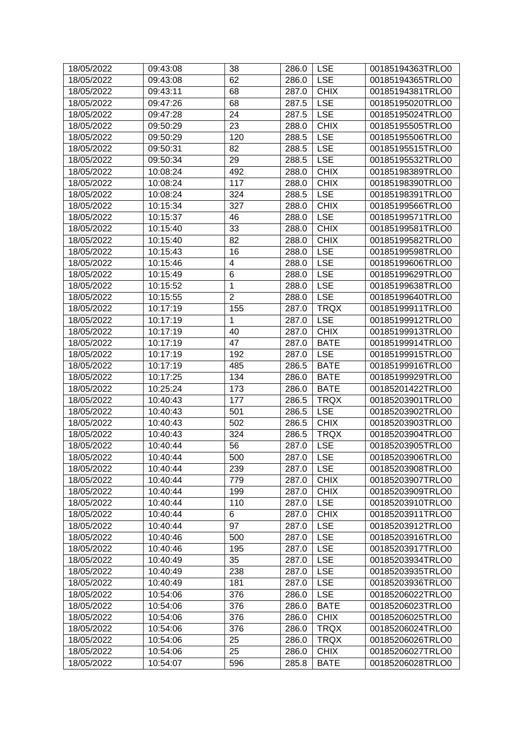| 18/05/2022 | 09:43:08 | 38 | 286.0 | LSE | 00185194363TRLO0 |
|---|---|---|---|---|---|
| 18/05/2022 | 09:43:08 | 62 | 286.0 | LSE | 00185194365TRLO0 |
| 18/05/2022 | 09:43:11 | 68 | 287.0 | CHIX | 00185194381TRLO0 |
| 18/05/2022 | 09:47:26 | 68 | 287.5 | LSE | 00185195020TRLO0 |
| 18/05/2022 | 09:47:28 | 24 | 287.5 | LSE | 00185195024TRLO0 |
| 18/05/2022 | 09:50:29 | 23 | 288.0 | CHIX | 00185195505TRLO0 |
| 18/05/2022 | 09:50:29 | 120 | 288.5 | LSE | 00185195506TRLO0 |
| 18/05/2022 | 09:50:31 | 82 | 288.5 | LSE | 00185195515TRLO0 |
| 18/05/2022 | 09:50:34 | 29 | 288.5 | LSE | 00185195532TRLO0 |
| 18/05/2022 | 10:08:24 | 492 | 288.0 | CHIX | 00185198389TRLO0 |
| 18/05/2022 | 10:08:24 | 117 | 288.0 | CHIX | 00185198390TRLO0 |
| 18/05/2022 | 10:08:24 | 324 | 288.5 | LSE | 00185198391TRLO0 |
| 18/05/2022 | 10:15:34 | 327 | 288.0 | CHIX | 00185199566TRLO0 |
| 18/05/2022 | 10:15:37 | 46 | 288.0 | LSE | 00185199571TRLO0 |
| 18/05/2022 | 10:15:40 | 33 | 288.0 | CHIX | 00185199581TRLO0 |
| 18/05/2022 | 10:15:40 | 82 | 288.0 | CHIX | 00185199582TRLO0 |
| 18/05/2022 | 10:15:43 | 16 | 288.0 | LSE | 00185199598TRLO0 |
| 18/05/2022 | 10:15:46 | 4 | 288.0 | LSE | 00185199606TRLO0 |
| 18/05/2022 | 10:15:49 | 6 | 288.0 | LSE | 00185199629TRLO0 |
| 18/05/2022 | 10:15:52 | 1 | 288.0 | LSE | 00185199638TRLO0 |
| 18/05/2022 | 10:15:55 | 2 | 288.0 | LSE | 00185199640TRLO0 |
| 18/05/2022 | 10:17:19 | 155 | 287.0 | TRQX | 00185199911TRLO0 |
| 18/05/2022 | 10:17:19 | 1 | 287.0 | LSE | 00185199912TRLO0 |
| 18/05/2022 | 10:17:19 | 40 | 287.0 | CHIX | 00185199913TRLO0 |
| 18/05/2022 | 10:17:19 | 47 | 287.0 | BATE | 00185199914TRLO0 |
| 18/05/2022 | 10:17:19 | 192 | 287.0 | LSE | 00185199915TRLO0 |
| 18/05/2022 | 10:17:19 | 485 | 286.5 | BATE | 00185199916TRLO0 |
| 18/05/2022 | 10:17:25 | 134 | 286.0 | BATE | 00185199929TRLO0 |
| 18/05/2022 | 10:25:24 | 173 | 286.0 | BATE | 00185201422TRLO0 |
| 18/05/2022 | 10:40:43 | 177 | 286.5 | TRQX | 00185203901TRLO0 |
| 18/05/2022 | 10:40:43 | 501 | 286.5 | LSE | 00185203902TRLO0 |
| 18/05/2022 | 10:40:43 | 502 | 286.5 | CHIX | 00185203903TRLO0 |
| 18/05/2022 | 10:40:43 | 324 | 286.5 | TRQX | 00185203904TRLO0 |
| 18/05/2022 | 10:40:44 | 56 | 287.0 | LSE | 00185203905TRLO0 |
| 18/05/2022 | 10:40:44 | 500 | 287.0 | LSE | 00185203906TRLO0 |
| 18/05/2022 | 10:40:44 | 239 | 287.0 | LSE | 00185203908TRLO0 |
| 18/05/2022 | 10:40:44 | 779 | 287.0 | CHIX | 00185203907TRLO0 |
| 18/05/2022 | 10:40:44 | 199 | 287.0 | CHIX | 00185203909TRLO0 |
| 18/05/2022 | 10:40:44 | 110 | 287.0 | LSE | 00185203910TRLO0 |
| 18/05/2022 | 10:40:44 | 6 | 287.0 | CHIX | 00185203911TRLO0 |
| 18/05/2022 | 10:40:44 | 97 | 287.0 | LSE | 00185203912TRLO0 |
| 18/05/2022 | 10:40:46 | 500 | 287.0 | LSE | 00185203916TRLO0 |
| 18/05/2022 | 10:40:46 | 195 | 287.0 | LSE | 00185203917TRLO0 |
| 18/05/2022 | 10:40:49 | 35 | 287.0 | LSE | 00185203934TRLO0 |
| 18/05/2022 | 10:40:49 | 238 | 287.0 | LSE | 00185203935TRLO0 |
| 18/05/2022 | 10:40:49 | 181 | 287.0 | LSE | 00185203936TRLO0 |
| 18/05/2022 | 10:54:06 | 376 | 286.0 | LSE | 00185206022TRLO0 |
| 18/05/2022 | 10:54:06 | 376 | 286.0 | BATE | 00185206023TRLO0 |
| 18/05/2022 | 10:54:06 | 376 | 286.0 | CHIX | 00185206025TRLO0 |
| 18/05/2022 | 10:54:06 | 376 | 286.0 | TRQX | 00185206024TRLO0 |
| 18/05/2022 | 10:54:06 | 25 | 286.0 | TRQX | 00185206026TRLO0 |
| 18/05/2022 | 10:54:06 | 25 | 286.0 | CHIX | 00185206027TRLO0 |
| 18/05/2022 | 10:54:07 | 596 | 285.8 | BATE | 00185206028TRLO0 |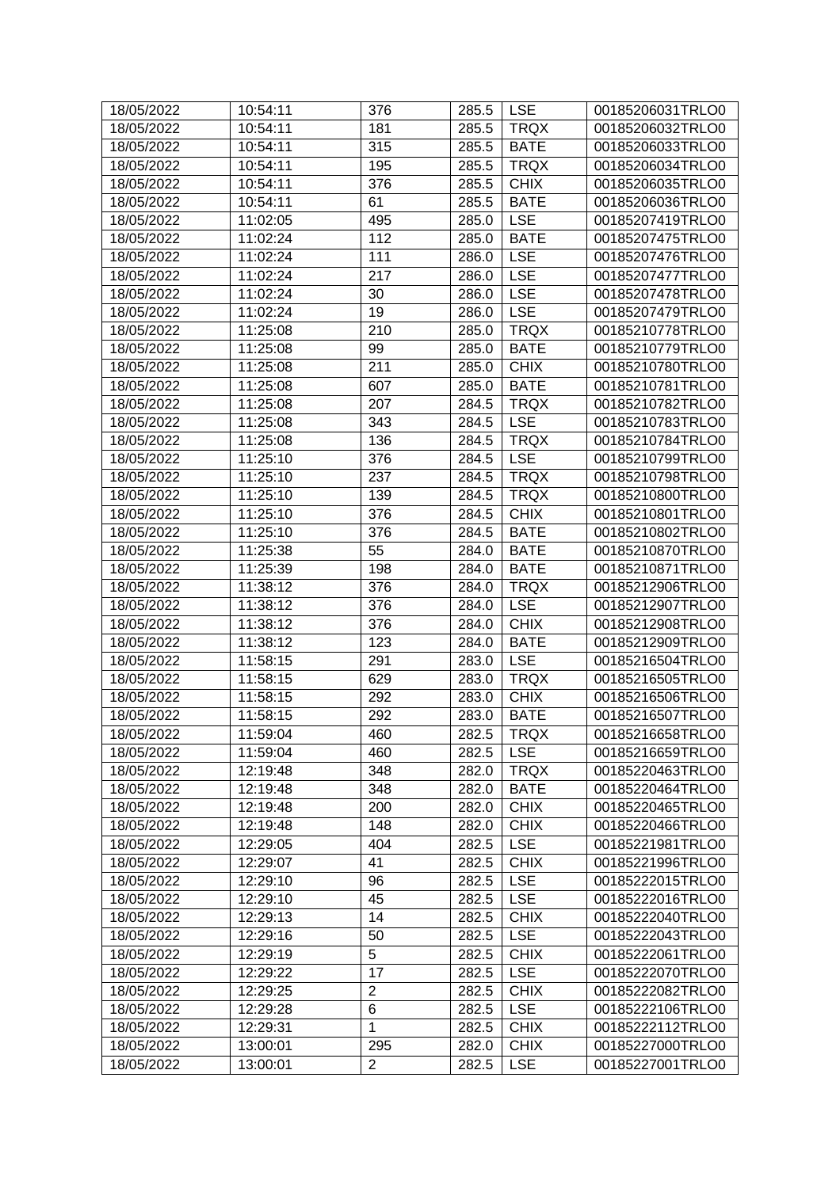| 18/05/2022 | 10:54:11 | 376 | 285.5 | LSE | 00185206031TRLO0 |
|---|---|---|---|---|---|
| 18/05/2022 | 10:54:11 | 181 | 285.5 | TRQX | 00185206032TRLO0 |
| 18/05/2022 | 10:54:11 | 315 | 285.5 | BATE | 00185206033TRLO0 |
| 18/05/2022 | 10:54:11 | 195 | 285.5 | TRQX | 00185206034TRLO0 |
| 18/05/2022 | 10:54:11 | 376 | 285.5 | CHIX | 00185206035TRLO0 |
| 18/05/2022 | 10:54:11 | 61 | 285.5 | BATE | 00185206036TRLO0 |
| 18/05/2022 | 11:02:05 | 495 | 285.0 | LSE | 00185207419TRLO0 |
| 18/05/2022 | 11:02:24 | 112 | 285.0 | BATE | 00185207475TRLO0 |
| 18/05/2022 | 11:02:24 | 111 | 286.0 | LSE | 00185207476TRLO0 |
| 18/05/2022 | 11:02:24 | 217 | 286.0 | LSE | 00185207477TRLO0 |
| 18/05/2022 | 11:02:24 | 30 | 286.0 | LSE | 00185207478TRLO0 |
| 18/05/2022 | 11:02:24 | 19 | 286.0 | LSE | 00185207479TRLO0 |
| 18/05/2022 | 11:25:08 | 210 | 285.0 | TRQX | 00185210778TRLO0 |
| 18/05/2022 | 11:25:08 | 99 | 285.0 | BATE | 00185210779TRLO0 |
| 18/05/2022 | 11:25:08 | 211 | 285.0 | CHIX | 00185210780TRLO0 |
| 18/05/2022 | 11:25:08 | 607 | 285.0 | BATE | 00185210781TRLO0 |
| 18/05/2022 | 11:25:08 | 207 | 284.5 | TRQX | 00185210782TRLO0 |
| 18/05/2022 | 11:25:08 | 343 | 284.5 | LSE | 00185210783TRLO0 |
| 18/05/2022 | 11:25:08 | 136 | 284.5 | TRQX | 00185210784TRLO0 |
| 18/05/2022 | 11:25:10 | 376 | 284.5 | LSE | 00185210799TRLO0 |
| 18/05/2022 | 11:25:10 | 237 | 284.5 | TRQX | 00185210798TRLO0 |
| 18/05/2022 | 11:25:10 | 139 | 284.5 | TRQX | 00185210800TRLO0 |
| 18/05/2022 | 11:25:10 | 376 | 284.5 | CHIX | 00185210801TRLO0 |
| 18/05/2022 | 11:25:10 | 376 | 284.5 | BATE | 00185210802TRLO0 |
| 18/05/2022 | 11:25:38 | 55 | 284.0 | BATE | 00185210870TRLO0 |
| 18/05/2022 | 11:25:39 | 198 | 284.0 | BATE | 00185210871TRLO0 |
| 18/05/2022 | 11:38:12 | 376 | 284.0 | TRQX | 00185212906TRLO0 |
| 18/05/2022 | 11:38:12 | 376 | 284.0 | LSE | 00185212907TRLO0 |
| 18/05/2022 | 11:38:12 | 376 | 284.0 | CHIX | 00185212908TRLO0 |
| 18/05/2022 | 11:38:12 | 123 | 284.0 | BATE | 00185212909TRLO0 |
| 18/05/2022 | 11:58:15 | 291 | 283.0 | LSE | 00185216504TRLO0 |
| 18/05/2022 | 11:58:15 | 629 | 283.0 | TRQX | 00185216505TRLO0 |
| 18/05/2022 | 11:58:15 | 292 | 283.0 | CHIX | 00185216506TRLO0 |
| 18/05/2022 | 11:58:15 | 292 | 283.0 | BATE | 00185216507TRLO0 |
| 18/05/2022 | 11:59:04 | 460 | 282.5 | TRQX | 00185216658TRLO0 |
| 18/05/2022 | 11:59:04 | 460 | 282.5 | LSE | 00185216659TRLO0 |
| 18/05/2022 | 12:19:48 | 348 | 282.0 | TRQX | 00185220463TRLO0 |
| 18/05/2022 | 12:19:48 | 348 | 282.0 | BATE | 00185220464TRLO0 |
| 18/05/2022 | 12:19:48 | 200 | 282.0 | CHIX | 00185220465TRLO0 |
| 18/05/2022 | 12:19:48 | 148 | 282.0 | CHIX | 00185220466TRLO0 |
| 18/05/2022 | 12:29:05 | 404 | 282.5 | LSE | 00185221981TRLO0 |
| 18/05/2022 | 12:29:07 | 41 | 282.5 | CHIX | 00185221996TRLO0 |
| 18/05/2022 | 12:29:10 | 96 | 282.5 | LSE | 00185222015TRLO0 |
| 18/05/2022 | 12:29:10 | 45 | 282.5 | LSE | 00185222016TRLO0 |
| 18/05/2022 | 12:29:13 | 14 | 282.5 | CHIX | 00185222040TRLO0 |
| 18/05/2022 | 12:29:16 | 50 | 282.5 | LSE | 00185222043TRLO0 |
| 18/05/2022 | 12:29:19 | 5 | 282.5 | CHIX | 00185222061TRLO0 |
| 18/05/2022 | 12:29:22 | 17 | 282.5 | LSE | 00185222070TRLO0 |
| 18/05/2022 | 12:29:25 | 2 | 282.5 | CHIX | 00185222082TRLO0 |
| 18/05/2022 | 12:29:28 | 6 | 282.5 | LSE | 00185222106TRLO0 |
| 18/05/2022 | 12:29:31 | 1 | 282.5 | CHIX | 00185222112TRLO0 |
| 18/05/2022 | 13:00:01 | 295 | 282.0 | CHIX | 00185227000TRLO0 |
| 18/05/2022 | 13:00:01 | 2 | 282.5 | LSE | 00185227001TRLO0 |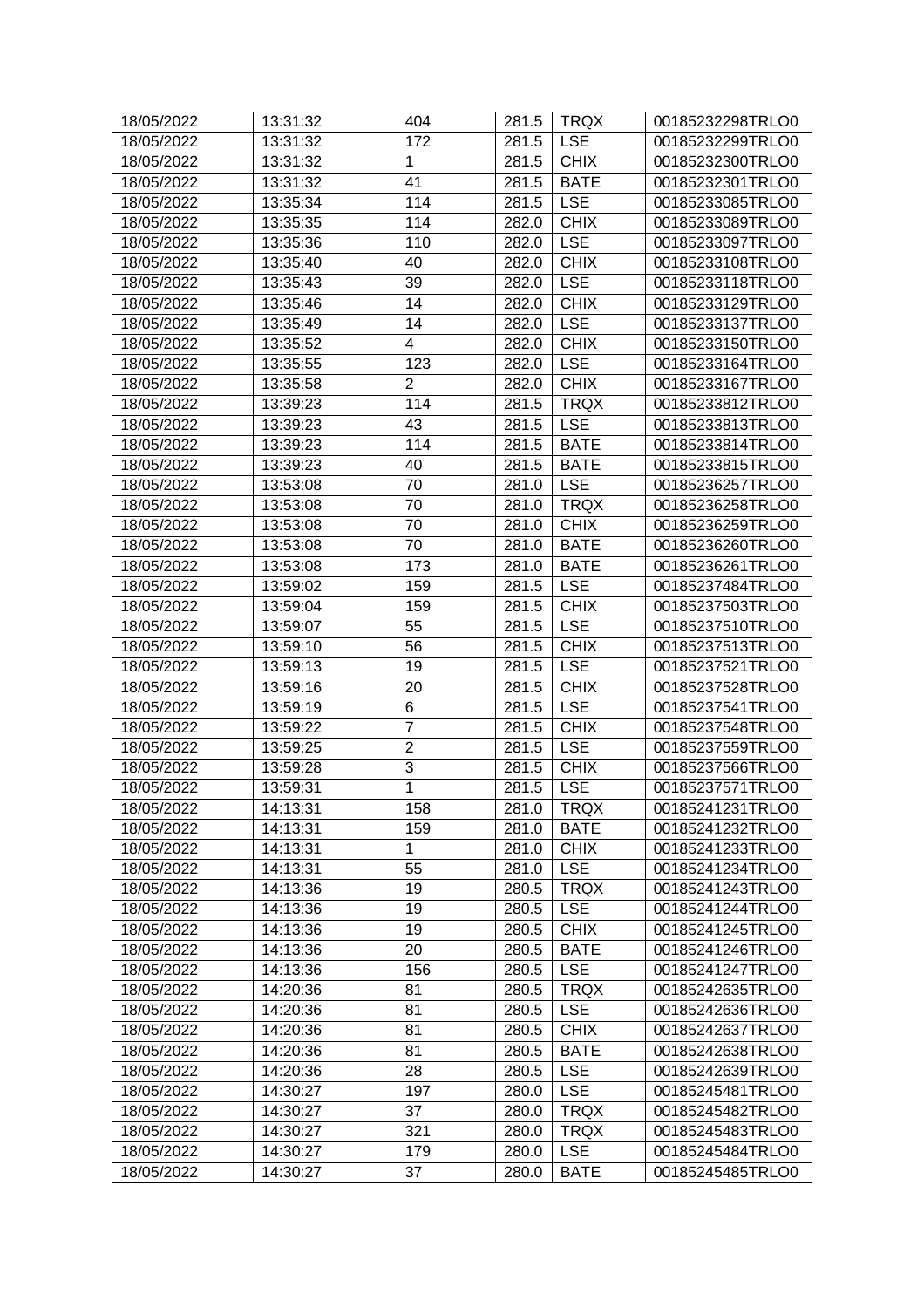| 18/05/2022 | 13:31:32 | 404 | 281.5 | TRQX | 00185232298TRLO0 |
|---|---|---|---|---|---|
| 18/05/2022 | 13:31:32 | 172 | 281.5 | LSE | 00185232299TRLO0 |
| 18/05/2022 | 13:31:32 | 1 | 281.5 | CHIX | 00185232300TRLO0 |
| 18/05/2022 | 13:31:32 | 41 | 281.5 | BATE | 00185232301TRLO0 |
| 18/05/2022 | 13:35:34 | 114 | 281.5 | LSE | 00185233085TRLO0 |
| 18/05/2022 | 13:35:35 | 114 | 282.0 | CHIX | 00185233089TRLO0 |
| 18/05/2022 | 13:35:36 | 110 | 282.0 | LSE | 00185233097TRLO0 |
| 18/05/2022 | 13:35:40 | 40 | 282.0 | CHIX | 00185233108TRLO0 |
| 18/05/2022 | 13:35:43 | 39 | 282.0 | LSE | 00185233118TRLO0 |
| 18/05/2022 | 13:35:46 | 14 | 282.0 | CHIX | 00185233129TRLO0 |
| 18/05/2022 | 13:35:49 | 14 | 282.0 | LSE | 00185233137TRLO0 |
| 18/05/2022 | 13:35:52 | 4 | 282.0 | CHIX | 00185233150TRLO0 |
| 18/05/2022 | 13:35:55 | 123 | 282.0 | LSE | 00185233164TRLO0 |
| 18/05/2022 | 13:35:58 | 2 | 282.0 | CHIX | 00185233167TRLO0 |
| 18/05/2022 | 13:39:23 | 114 | 281.5 | TRQX | 00185233812TRLO0 |
| 18/05/2022 | 13:39:23 | 43 | 281.5 | LSE | 00185233813TRLO0 |
| 18/05/2022 | 13:39:23 | 114 | 281.5 | BATE | 00185233814TRLO0 |
| 18/05/2022 | 13:39:23 | 40 | 281.5 | BATE | 00185233815TRLO0 |
| 18/05/2022 | 13:53:08 | 70 | 281.0 | LSE | 00185236257TRLO0 |
| 18/05/2022 | 13:53:08 | 70 | 281.0 | TRQX | 00185236258TRLO0 |
| 18/05/2022 | 13:53:08 | 70 | 281.0 | CHIX | 00185236259TRLO0 |
| 18/05/2022 | 13:53:08 | 70 | 281.0 | BATE | 00185236260TRLO0 |
| 18/05/2022 | 13:53:08 | 173 | 281.0 | BATE | 00185236261TRLO0 |
| 18/05/2022 | 13:59:02 | 159 | 281.5 | LSE | 00185237484TRLO0 |
| 18/05/2022 | 13:59:04 | 159 | 281.5 | CHIX | 00185237503TRLO0 |
| 18/05/2022 | 13:59:07 | 55 | 281.5 | LSE | 00185237510TRLO0 |
| 18/05/2022 | 13:59:10 | 56 | 281.5 | CHIX | 00185237513TRLO0 |
| 18/05/2022 | 13:59:13 | 19 | 281.5 | LSE | 00185237521TRLO0 |
| 18/05/2022 | 13:59:16 | 20 | 281.5 | CHIX | 00185237528TRLO0 |
| 18/05/2022 | 13:59:19 | 6 | 281.5 | LSE | 00185237541TRLO0 |
| 18/05/2022 | 13:59:22 | 7 | 281.5 | CHIX | 00185237548TRLO0 |
| 18/05/2022 | 13:59:25 | 2 | 281.5 | LSE | 00185237559TRLO0 |
| 18/05/2022 | 13:59:28 | 3 | 281.5 | CHIX | 00185237566TRLO0 |
| 18/05/2022 | 13:59:31 | 1 | 281.5 | LSE | 00185237571TRLO0 |
| 18/05/2022 | 14:13:31 | 158 | 281.0 | TRQX | 00185241231TRLO0 |
| 18/05/2022 | 14:13:31 | 159 | 281.0 | BATE | 00185241232TRLO0 |
| 18/05/2022 | 14:13:31 | 1 | 281.0 | CHIX | 00185241233TRLO0 |
| 18/05/2022 | 14:13:31 | 55 | 281.0 | LSE | 00185241234TRLO0 |
| 18/05/2022 | 14:13:36 | 19 | 280.5 | TRQX | 00185241243TRLO0 |
| 18/05/2022 | 14:13:36 | 19 | 280.5 | LSE | 00185241244TRLO0 |
| 18/05/2022 | 14:13:36 | 19 | 280.5 | CHIX | 00185241245TRLO0 |
| 18/05/2022 | 14:13:36 | 20 | 280.5 | BATE | 00185241246TRLO0 |
| 18/05/2022 | 14:13:36 | 156 | 280.5 | LSE | 00185241247TRLO0 |
| 18/05/2022 | 14:20:36 | 81 | 280.5 | TRQX | 00185242635TRLO0 |
| 18/05/2022 | 14:20:36 | 81 | 280.5 | LSE | 00185242636TRLO0 |
| 18/05/2022 | 14:20:36 | 81 | 280.5 | CHIX | 00185242637TRLO0 |
| 18/05/2022 | 14:20:36 | 81 | 280.5 | BATE | 00185242638TRLO0 |
| 18/05/2022 | 14:20:36 | 28 | 280.5 | LSE | 00185242639TRLO0 |
| 18/05/2022 | 14:30:27 | 197 | 280.0 | LSE | 00185245481TRLO0 |
| 18/05/2022 | 14:30:27 | 37 | 280.0 | TRQX | 00185245482TRLO0 |
| 18/05/2022 | 14:30:27 | 321 | 280.0 | TRQX | 00185245483TRLO0 |
| 18/05/2022 | 14:30:27 | 179 | 280.0 | LSE | 00185245484TRLO0 |
| 18/05/2022 | 14:30:27 | 37 | 280.0 | BATE | 00185245485TRLO0 |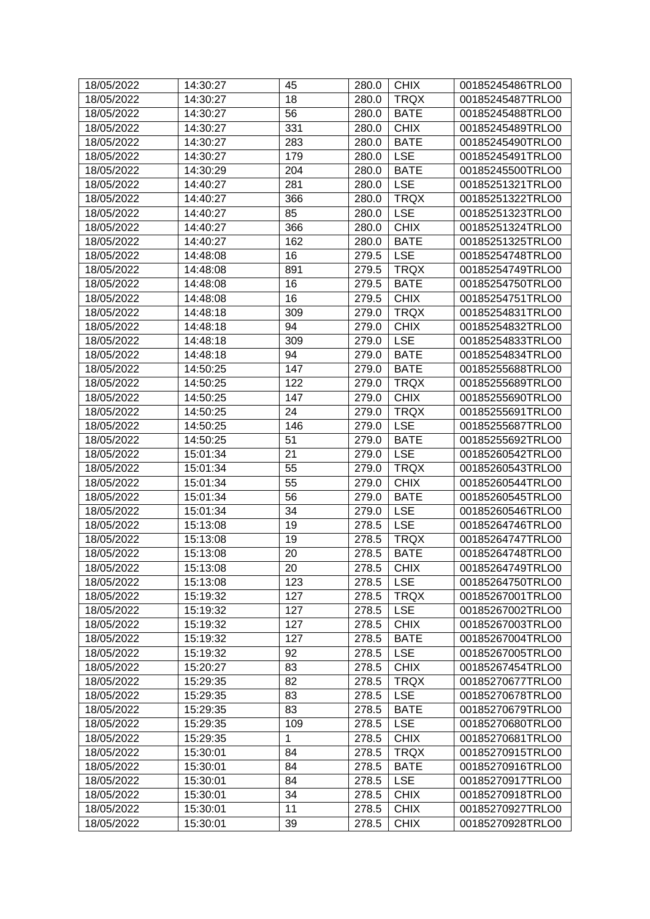| 18/05/2022 | 14:30:27 | 45 | 280.0 | CHIX | 00185245486TRLO0 |
|---|---|---|---|---|---|
| 18/05/2022 | 14:30:27 | 18 | 280.0 | TRQX | 00185245487TRLO0 |
| 18/05/2022 | 14:30:27 | 56 | 280.0 | BATE | 00185245488TRLO0 |
| 18/05/2022 | 14:30:27 | 331 | 280.0 | CHIX | 00185245489TRLO0 |
| 18/05/2022 | 14:30:27 | 283 | 280.0 | BATE | 00185245490TRLO0 |
| 18/05/2022 | 14:30:27 | 179 | 280.0 | LSE | 00185245491TRLO0 |
| 18/05/2022 | 14:30:29 | 204 | 280.0 | BATE | 00185245500TRLO0 |
| 18/05/2022 | 14:40:27 | 281 | 280.0 | LSE | 00185251321TRLO0 |
| 18/05/2022 | 14:40:27 | 366 | 280.0 | TRQX | 00185251322TRLO0 |
| 18/05/2022 | 14:40:27 | 85 | 280.0 | LSE | 00185251323TRLO0 |
| 18/05/2022 | 14:40:27 | 366 | 280.0 | CHIX | 00185251324TRLO0 |
| 18/05/2022 | 14:40:27 | 162 | 280.0 | BATE | 00185251325TRLO0 |
| 18/05/2022 | 14:48:08 | 16 | 279.5 | LSE | 00185254748TRLO0 |
| 18/05/2022 | 14:48:08 | 891 | 279.5 | TRQX | 00185254749TRLO0 |
| 18/05/2022 | 14:48:08 | 16 | 279.5 | BATE | 00185254750TRLO0 |
| 18/05/2022 | 14:48:08 | 16 | 279.5 | CHIX | 00185254751TRLO0 |
| 18/05/2022 | 14:48:18 | 309 | 279.0 | TRQX | 00185254831TRLO0 |
| 18/05/2022 | 14:48:18 | 94 | 279.0 | CHIX | 00185254832TRLO0 |
| 18/05/2022 | 14:48:18 | 309 | 279.0 | LSE | 00185254833TRLO0 |
| 18/05/2022 | 14:48:18 | 94 | 279.0 | BATE | 00185254834TRLO0 |
| 18/05/2022 | 14:50:25 | 147 | 279.0 | BATE | 00185255688TRLO0 |
| 18/05/2022 | 14:50:25 | 122 | 279.0 | TRQX | 00185255689TRLO0 |
| 18/05/2022 | 14:50:25 | 147 | 279.0 | CHIX | 00185255690TRLO0 |
| 18/05/2022 | 14:50:25 | 24 | 279.0 | TRQX | 00185255691TRLO0 |
| 18/05/2022 | 14:50:25 | 146 | 279.0 | LSE | 00185255687TRLO0 |
| 18/05/2022 | 14:50:25 | 51 | 279.0 | BATE | 00185255692TRLO0 |
| 18/05/2022 | 15:01:34 | 21 | 279.0 | LSE | 00185260542TRLO0 |
| 18/05/2022 | 15:01:34 | 55 | 279.0 | TRQX | 00185260543TRLO0 |
| 18/05/2022 | 15:01:34 | 55 | 279.0 | CHIX | 00185260544TRLO0 |
| 18/05/2022 | 15:01:34 | 56 | 279.0 | BATE | 00185260545TRLO0 |
| 18/05/2022 | 15:01:34 | 34 | 279.0 | LSE | 00185260546TRLO0 |
| 18/05/2022 | 15:13:08 | 19 | 278.5 | LSE | 00185264746TRLO0 |
| 18/05/2022 | 15:13:08 | 19 | 278.5 | TRQX | 00185264747TRLO0 |
| 18/05/2022 | 15:13:08 | 20 | 278.5 | BATE | 00185264748TRLO0 |
| 18/05/2022 | 15:13:08 | 20 | 278.5 | CHIX | 00185264749TRLO0 |
| 18/05/2022 | 15:13:08 | 123 | 278.5 | LSE | 00185264750TRLO0 |
| 18/05/2022 | 15:19:32 | 127 | 278.5 | TRQX | 00185267001TRLO0 |
| 18/05/2022 | 15:19:32 | 127 | 278.5 | LSE | 00185267002TRLO0 |
| 18/05/2022 | 15:19:32 | 127 | 278.5 | CHIX | 00185267003TRLO0 |
| 18/05/2022 | 15:19:32 | 127 | 278.5 | BATE | 00185267004TRLO0 |
| 18/05/2022 | 15:19:32 | 92 | 278.5 | LSE | 00185267005TRLO0 |
| 18/05/2022 | 15:20:27 | 83 | 278.5 | CHIX | 00185267454TRLO0 |
| 18/05/2022 | 15:29:35 | 82 | 278.5 | TRQX | 00185270677TRLO0 |
| 18/05/2022 | 15:29:35 | 83 | 278.5 | LSE | 00185270678TRLO0 |
| 18/05/2022 | 15:29:35 | 83 | 278.5 | BATE | 00185270679TRLO0 |
| 18/05/2022 | 15:29:35 | 109 | 278.5 | LSE | 00185270680TRLO0 |
| 18/05/2022 | 15:29:35 | 1 | 278.5 | CHIX | 00185270681TRLO0 |
| 18/05/2022 | 15:30:01 | 84 | 278.5 | TRQX | 00185270915TRLO0 |
| 18/05/2022 | 15:30:01 | 84 | 278.5 | BATE | 00185270916TRLO0 |
| 18/05/2022 | 15:30:01 | 84 | 278.5 | LSE | 00185270917TRLO0 |
| 18/05/2022 | 15:30:01 | 34 | 278.5 | CHIX | 00185270918TRLO0 |
| 18/05/2022 | 15:30:01 | 11 | 278.5 | CHIX | 00185270927TRLO0 |
| 18/05/2022 | 15:30:01 | 39 | 278.5 | CHIX | 00185270928TRLO0 |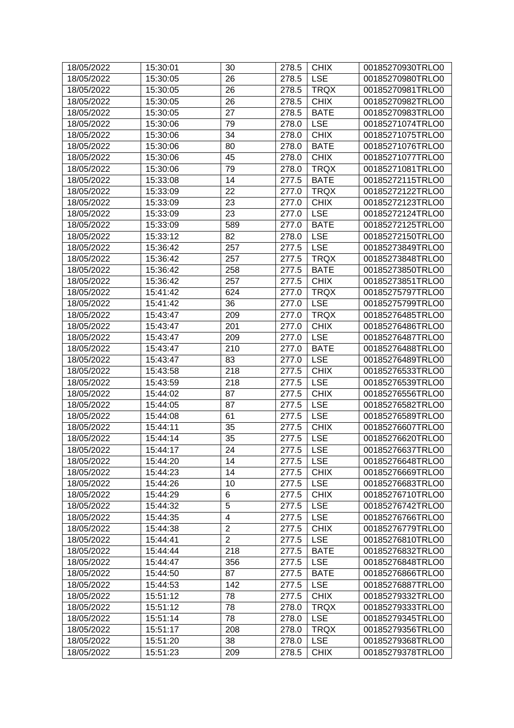| 18/05/2022 | 15:30:01 | 30 | 278.5 | CHIX | 00185270930TRLO0 |
|---|---|---|---|---|---|
| 18/05/2022 | 15:30:05 | 26 | 278.5 | LSE | 00185270980TRLO0 |
| 18/05/2022 | 15:30:05 | 26 | 278.5 | TRQX | 00185270981TRLO0 |
| 18/05/2022 | 15:30:05 | 26 | 278.5 | CHIX | 00185270982TRLO0 |
| 18/05/2022 | 15:30:05 | 27 | 278.5 | BATE | 00185270983TRLO0 |
| 18/05/2022 | 15:30:06 | 79 | 278.0 | LSE | 00185271074TRLO0 |
| 18/05/2022 | 15:30:06 | 34 | 278.0 | CHIX | 00185271075TRLO0 |
| 18/05/2022 | 15:30:06 | 80 | 278.0 | BATE | 00185271076TRLO0 |
| 18/05/2022 | 15:30:06 | 45 | 278.0 | CHIX | 00185271077TRLO0 |
| 18/05/2022 | 15:30:06 | 79 | 278.0 | TRQX | 00185271081TRLO0 |
| 18/05/2022 | 15:33:08 | 14 | 277.5 | BATE | 00185272115TRLO0 |
| 18/05/2022 | 15:33:09 | 22 | 277.0 | TRQX | 00185272122TRLO0 |
| 18/05/2022 | 15:33:09 | 23 | 277.0 | CHIX | 00185272123TRLO0 |
| 18/05/2022 | 15:33:09 | 23 | 277.0 | LSE | 00185272124TRLO0 |
| 18/05/2022 | 15:33:09 | 589 | 277.0 | BATE | 00185272125TRLO0 |
| 18/05/2022 | 15:33:12 | 82 | 278.0 | LSE | 00185272150TRLO0 |
| 18/05/2022 | 15:36:42 | 257 | 277.5 | LSE | 00185273849TRLO0 |
| 18/05/2022 | 15:36:42 | 257 | 277.5 | TRQX | 00185273848TRLO0 |
| 18/05/2022 | 15:36:42 | 258 | 277.5 | BATE | 00185273850TRLO0 |
| 18/05/2022 | 15:36:42 | 257 | 277.5 | CHIX | 00185273851TRLO0 |
| 18/05/2022 | 15:41:42 | 624 | 277.0 | TRQX | 00185275797TRLO0 |
| 18/05/2022 | 15:41:42 | 36 | 277.0 | LSE | 00185275799TRLO0 |
| 18/05/2022 | 15:43:47 | 209 | 277.0 | TRQX | 00185276485TRLO0 |
| 18/05/2022 | 15:43:47 | 201 | 277.0 | CHIX | 00185276486TRLO0 |
| 18/05/2022 | 15:43:47 | 209 | 277.0 | LSE | 00185276487TRLO0 |
| 18/05/2022 | 15:43:47 | 210 | 277.0 | BATE | 00185276488TRLO0 |
| 18/05/2022 | 15:43:47 | 83 | 277.0 | LSE | 00185276489TRLO0 |
| 18/05/2022 | 15:43:58 | 218 | 277.5 | CHIX | 00185276533TRLO0 |
| 18/05/2022 | 15:43:59 | 218 | 277.5 | LSE | 00185276539TRLO0 |
| 18/05/2022 | 15:44:02 | 87 | 277.5 | CHIX | 00185276556TRLO0 |
| 18/05/2022 | 15:44:05 | 87 | 277.5 | LSE | 00185276582TRLO0 |
| 18/05/2022 | 15:44:08 | 61 | 277.5 | LSE | 00185276589TRLO0 |
| 18/05/2022 | 15:44:11 | 35 | 277.5 | CHIX | 00185276607TRLO0 |
| 18/05/2022 | 15:44:14 | 35 | 277.5 | LSE | 00185276620TRLO0 |
| 18/05/2022 | 15:44:17 | 24 | 277.5 | LSE | 00185276637TRLO0 |
| 18/05/2022 | 15:44:20 | 14 | 277.5 | LSE | 00185276648TRLO0 |
| 18/05/2022 | 15:44:23 | 14 | 277.5 | CHIX | 00185276669TRLO0 |
| 18/05/2022 | 15:44:26 | 10 | 277.5 | LSE | 00185276683TRLO0 |
| 18/05/2022 | 15:44:29 | 6 | 277.5 | CHIX | 00185276710TRLO0 |
| 18/05/2022 | 15:44:32 | 5 | 277.5 | LSE | 00185276742TRLO0 |
| 18/05/2022 | 15:44:35 | 4 | 277.5 | LSE | 00185276766TRLO0 |
| 18/05/2022 | 15:44:38 | 2 | 277.5 | CHIX | 00185276779TRLO0 |
| 18/05/2022 | 15:44:41 | 2 | 277.5 | LSE | 00185276810TRLO0 |
| 18/05/2022 | 15:44:44 | 218 | 277.5 | BATE | 00185276832TRLO0 |
| 18/05/2022 | 15:44:47 | 356 | 277.5 | LSE | 00185276848TRLO0 |
| 18/05/2022 | 15:44:50 | 87 | 277.5 | BATE | 00185276866TRLO0 |
| 18/05/2022 | 15:44:53 | 142 | 277.5 | LSE | 00185276887TRLO0 |
| 18/05/2022 | 15:51:12 | 78 | 277.5 | CHIX | 00185279332TRLO0 |
| 18/05/2022 | 15:51:12 | 78 | 278.0 | TRQX | 00185279333TRLO0 |
| 18/05/2022 | 15:51:14 | 78 | 278.0 | LSE | 00185279345TRLO0 |
| 18/05/2022 | 15:51:17 | 208 | 278.0 | TRQX | 00185279356TRLO0 |
| 18/05/2022 | 15:51:20 | 38 | 278.0 | LSE | 00185279368TRLO0 |
| 18/05/2022 | 15:51:23 | 209 | 278.5 | CHIX | 00185279378TRLO0 |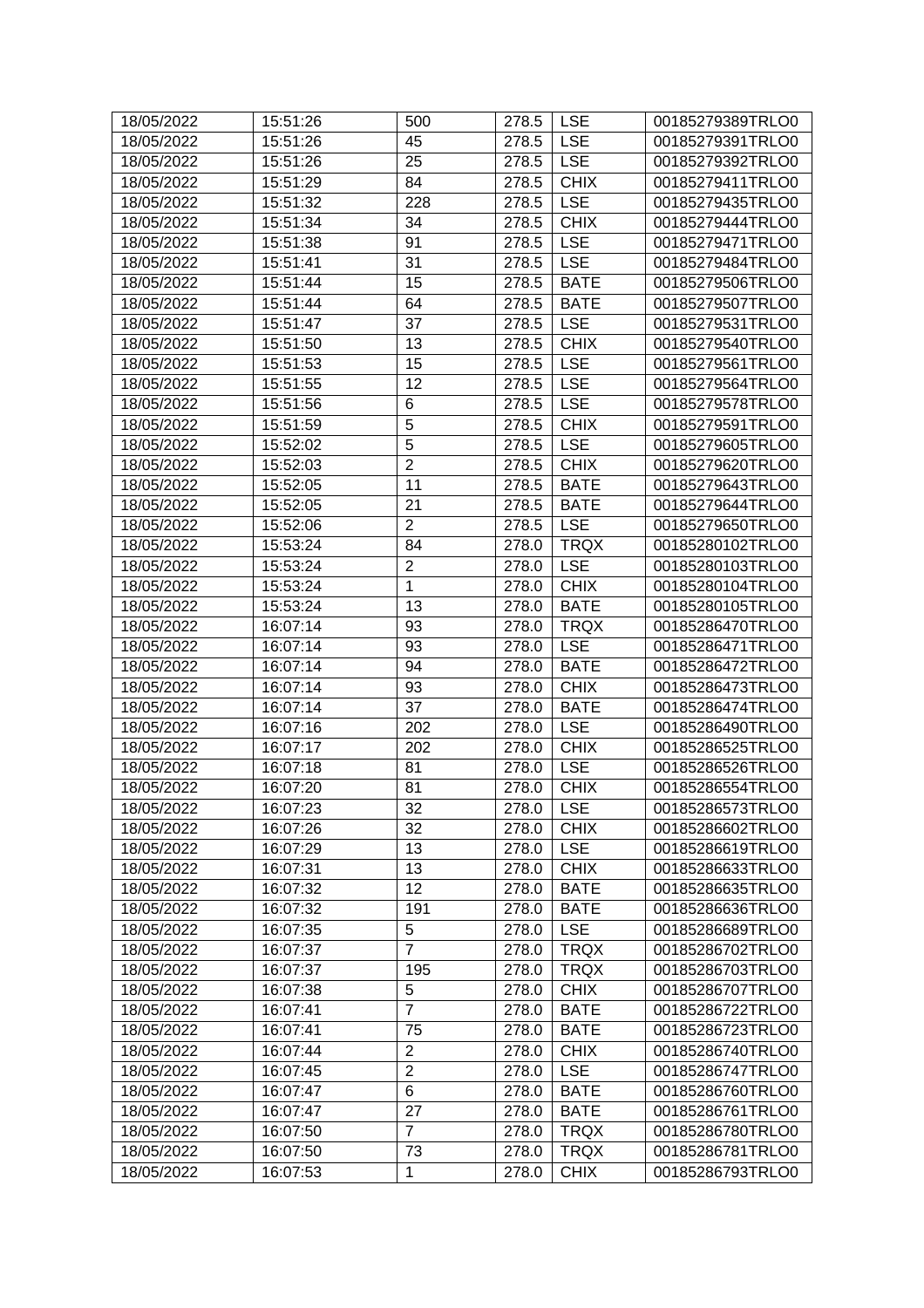| 18/05/2022 | 15:51:26 | 500 | 278.5 | LSE | 00185279389TRLO0 |
|---|---|---|---|---|---|
| 18/05/2022 | 15:51:26 | 45 | 278.5 | LSE | 00185279391TRLO0 |
| 18/05/2022 | 15:51:26 | 25 | 278.5 | LSE | 00185279392TRLO0 |
| 18/05/2022 | 15:51:29 | 84 | 278.5 | CHIX | 00185279411TRLO0 |
| 18/05/2022 | 15:51:32 | 228 | 278.5 | LSE | 00185279435TRLO0 |
| 18/05/2022 | 15:51:34 | 34 | 278.5 | CHIX | 00185279444TRLO0 |
| 18/05/2022 | 15:51:38 | 91 | 278.5 | LSE | 00185279471TRLO0 |
| 18/05/2022 | 15:51:41 | 31 | 278.5 | LSE | 00185279484TRLO0 |
| 18/05/2022 | 15:51:44 | 15 | 278.5 | BATE | 00185279506TRLO0 |
| 18/05/2022 | 15:51:44 | 64 | 278.5 | BATE | 00185279507TRLO0 |
| 18/05/2022 | 15:51:47 | 37 | 278.5 | LSE | 00185279531TRLO0 |
| 18/05/2022 | 15:51:50 | 13 | 278.5 | CHIX | 00185279540TRLO0 |
| 18/05/2022 | 15:51:53 | 15 | 278.5 | LSE | 00185279561TRLO0 |
| 18/05/2022 | 15:51:55 | 12 | 278.5 | LSE | 00185279564TRLO0 |
| 18/05/2022 | 15:51:56 | 6 | 278.5 | LSE | 00185279578TRLO0 |
| 18/05/2022 | 15:51:59 | 5 | 278.5 | CHIX | 00185279591TRLO0 |
| 18/05/2022 | 15:52:02 | 5 | 278.5 | LSE | 00185279605TRLO0 |
| 18/05/2022 | 15:52:03 | 2 | 278.5 | CHIX | 00185279620TRLO0 |
| 18/05/2022 | 15:52:05 | 11 | 278.5 | BATE | 00185279643TRLO0 |
| 18/05/2022 | 15:52:05 | 21 | 278.5 | BATE | 00185279644TRLO0 |
| 18/05/2022 | 15:52:06 | 2 | 278.5 | LSE | 00185279650TRLO0 |
| 18/05/2022 | 15:53:24 | 84 | 278.0 | TRQX | 00185280102TRLO0 |
| 18/05/2022 | 15:53:24 | 2 | 278.0 | LSE | 00185280103TRLO0 |
| 18/05/2022 | 15:53:24 | 1 | 278.0 | CHIX | 00185280104TRLO0 |
| 18/05/2022 | 15:53:24 | 13 | 278.0 | BATE | 00185280105TRLO0 |
| 18/05/2022 | 16:07:14 | 93 | 278.0 | TRQX | 00185286470TRLO0 |
| 18/05/2022 | 16:07:14 | 93 | 278.0 | LSE | 00185286471TRLO0 |
| 18/05/2022 | 16:07:14 | 94 | 278.0 | BATE | 00185286472TRLO0 |
| 18/05/2022 | 16:07:14 | 93 | 278.0 | CHIX | 00185286473TRLO0 |
| 18/05/2022 | 16:07:14 | 37 | 278.0 | BATE | 00185286474TRLO0 |
| 18/05/2022 | 16:07:16 | 202 | 278.0 | LSE | 00185286490TRLO0 |
| 18/05/2022 | 16:07:17 | 202 | 278.0 | CHIX | 00185286525TRLO0 |
| 18/05/2022 | 16:07:18 | 81 | 278.0 | LSE | 00185286526TRLO0 |
| 18/05/2022 | 16:07:20 | 81 | 278.0 | CHIX | 00185286554TRLO0 |
| 18/05/2022 | 16:07:23 | 32 | 278.0 | LSE | 00185286573TRLO0 |
| 18/05/2022 | 16:07:26 | 32 | 278.0 | CHIX | 00185286602TRLO0 |
| 18/05/2022 | 16:07:29 | 13 | 278.0 | LSE | 00185286619TRLO0 |
| 18/05/2022 | 16:07:31 | 13 | 278.0 | CHIX | 00185286633TRLO0 |
| 18/05/2022 | 16:07:32 | 12 | 278.0 | BATE | 00185286635TRLO0 |
| 18/05/2022 | 16:07:32 | 191 | 278.0 | BATE | 00185286636TRLO0 |
| 18/05/2022 | 16:07:35 | 5 | 278.0 | LSE | 00185286689TRLO0 |
| 18/05/2022 | 16:07:37 | 7 | 278.0 | TRQX | 00185286702TRLO0 |
| 18/05/2022 | 16:07:37 | 195 | 278.0 | TRQX | 00185286703TRLO0 |
| 18/05/2022 | 16:07:38 | 5 | 278.0 | CHIX | 00185286707TRLO0 |
| 18/05/2022 | 16:07:41 | 7 | 278.0 | BATE | 00185286722TRLO0 |
| 18/05/2022 | 16:07:41 | 75 | 278.0 | BATE | 00185286723TRLO0 |
| 18/05/2022 | 16:07:44 | 2 | 278.0 | CHIX | 00185286740TRLO0 |
| 18/05/2022 | 16:07:45 | 2 | 278.0 | LSE | 00185286747TRLO0 |
| 18/05/2022 | 16:07:47 | 6 | 278.0 | BATE | 00185286760TRLO0 |
| 18/05/2022 | 16:07:47 | 27 | 278.0 | BATE | 00185286761TRLO0 |
| 18/05/2022 | 16:07:50 | 7 | 278.0 | TRQX | 00185286780TRLO0 |
| 18/05/2022 | 16:07:50 | 73 | 278.0 | TRQX | 00185286781TRLO0 |
| 18/05/2022 | 16:07:53 | 1 | 278.0 | CHIX | 00185286793TRLO0 |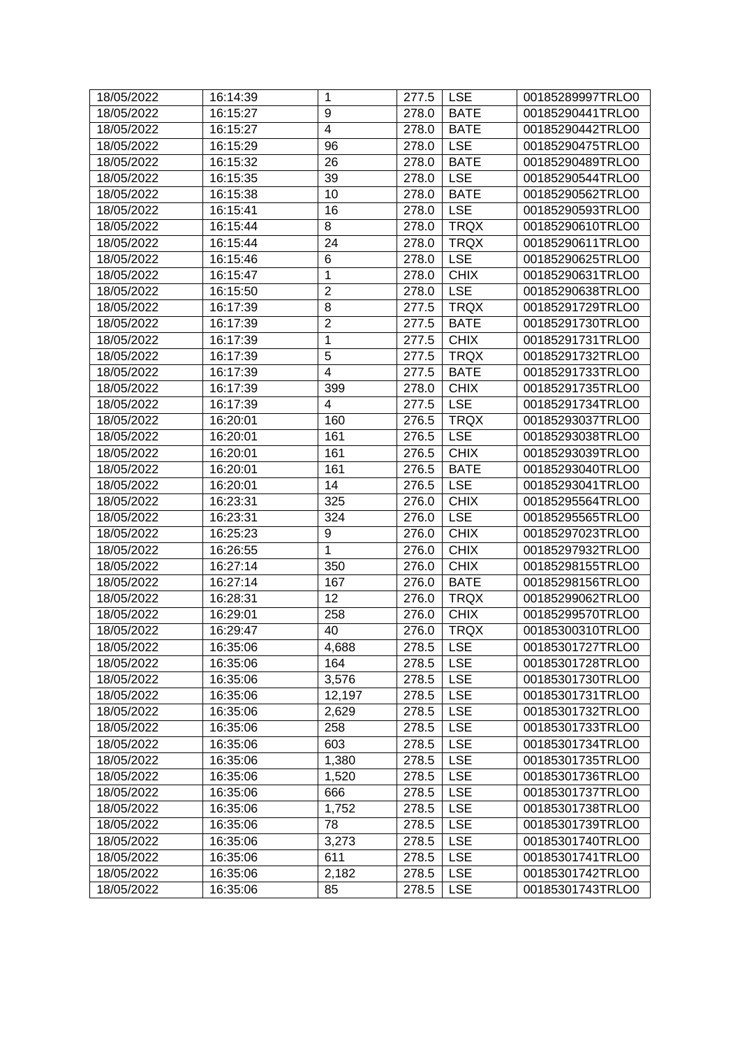| | | | | | |
|---|---|---|---|---|---|
| 18/05/2022 | 16:14:39 | 1 | 277.5 | LSE | 00185289997TRLO0 |
| 18/05/2022 | 16:15:27 | 9 | 278.0 | BATE | 00185290441TRLO0 |
| 18/05/2022 | 16:15:27 | 4 | 278.0 | BATE | 00185290442TRLO0 |
| 18/05/2022 | 16:15:29 | 96 | 278.0 | LSE | 00185290475TRLO0 |
| 18/05/2022 | 16:15:32 | 26 | 278.0 | BATE | 00185290489TRLO0 |
| 18/05/2022 | 16:15:35 | 39 | 278.0 | LSE | 00185290544TRLO0 |
| 18/05/2022 | 16:15:38 | 10 | 278.0 | BATE | 00185290562TRLO0 |
| 18/05/2022 | 16:15:41 | 16 | 278.0 | LSE | 00185290593TRLO0 |
| 18/05/2022 | 16:15:44 | 8 | 278.0 | TRQX | 00185290610TRLO0 |
| 18/05/2022 | 16:15:44 | 24 | 278.0 | TRQX | 00185290611TRLO0 |
| 18/05/2022 | 16:15:46 | 6 | 278.0 | LSE | 00185290625TRLO0 |
| 18/05/2022 | 16:15:47 | 1 | 278.0 | CHIX | 00185290631TRLO0 |
| 18/05/2022 | 16:15:50 | 2 | 278.0 | LSE | 00185290638TRLO0 |
| 18/05/2022 | 16:17:39 | 8 | 277.5 | TRQX | 00185291729TRLO0 |
| 18/05/2022 | 16:17:39 | 2 | 277.5 | BATE | 00185291730TRLO0 |
| 18/05/2022 | 16:17:39 | 1 | 277.5 | CHIX | 00185291731TRLO0 |
| 18/05/2022 | 16:17:39 | 5 | 277.5 | TRQX | 00185291732TRLO0 |
| 18/05/2022 | 16:17:39 | 4 | 277.5 | BATE | 00185291733TRLO0 |
| 18/05/2022 | 16:17:39 | 399 | 278.0 | CHIX | 00185291735TRLO0 |
| 18/05/2022 | 16:17:39 | 4 | 277.5 | LSE | 00185291734TRLO0 |
| 18/05/2022 | 16:20:01 | 160 | 276.5 | TRQX | 00185293037TRLO0 |
| 18/05/2022 | 16:20:01 | 161 | 276.5 | LSE | 00185293038TRLO0 |
| 18/05/2022 | 16:20:01 | 161 | 276.5 | CHIX | 00185293039TRLO0 |
| 18/05/2022 | 16:20:01 | 161 | 276.5 | BATE | 00185293040TRLO0 |
| 18/05/2022 | 16:20:01 | 14 | 276.5 | LSE | 00185293041TRLO0 |
| 18/05/2022 | 16:23:31 | 325 | 276.0 | CHIX | 00185295564TRLO0 |
| 18/05/2022 | 16:23:31 | 324 | 276.0 | LSE | 00185295565TRLO0 |
| 18/05/2022 | 16:25:23 | 9 | 276.0 | CHIX | 00185297023TRLO0 |
| 18/05/2022 | 16:26:55 | 1 | 276.0 | CHIX | 00185297932TRLO0 |
| 18/05/2022 | 16:27:14 | 350 | 276.0 | CHIX | 00185298155TRLO0 |
| 18/05/2022 | 16:27:14 | 167 | 276.0 | BATE | 00185298156TRLO0 |
| 18/05/2022 | 16:28:31 | 12 | 276.0 | TRQX | 00185299062TRLO0 |
| 18/05/2022 | 16:29:01 | 258 | 276.0 | CHIX | 00185299570TRLO0 |
| 18/05/2022 | 16:29:47 | 40 | 276.0 | TRQX | 00185300310TRLO0 |
| 18/05/2022 | 16:35:06 | 4,688 | 278.5 | LSE | 00185301727TRLO0 |
| 18/05/2022 | 16:35:06 | 164 | 278.5 | LSE | 00185301728TRLO0 |
| 18/05/2022 | 16:35:06 | 3,576 | 278.5 | LSE | 00185301730TRLO0 |
| 18/05/2022 | 16:35:06 | 12,197 | 278.5 | LSE | 00185301731TRLO0 |
| 18/05/2022 | 16:35:06 | 2,629 | 278.5 | LSE | 00185301732TRLO0 |
| 18/05/2022 | 16:35:06 | 258 | 278.5 | LSE | 00185301733TRLO0 |
| 18/05/2022 | 16:35:06 | 603 | 278.5 | LSE | 00185301734TRLO0 |
| 18/05/2022 | 16:35:06 | 1,380 | 278.5 | LSE | 00185301735TRLO0 |
| 18/05/2022 | 16:35:06 | 1,520 | 278.5 | LSE | 00185301736TRLO0 |
| 18/05/2022 | 16:35:06 | 666 | 278.5 | LSE | 00185301737TRLO0 |
| 18/05/2022 | 16:35:06 | 1,752 | 278.5 | LSE | 00185301738TRLO0 |
| 18/05/2022 | 16:35:06 | 78 | 278.5 | LSE | 00185301739TRLO0 |
| 18/05/2022 | 16:35:06 | 3,273 | 278.5 | LSE | 00185301740TRLO0 |
| 18/05/2022 | 16:35:06 | 611 | 278.5 | LSE | 00185301741TRLO0 |
| 18/05/2022 | 16:35:06 | 2,182 | 278.5 | LSE | 00185301742TRLO0 |
| 18/05/2022 | 16:35:06 | 85 | 278.5 | LSE | 00185301743TRLO0 |